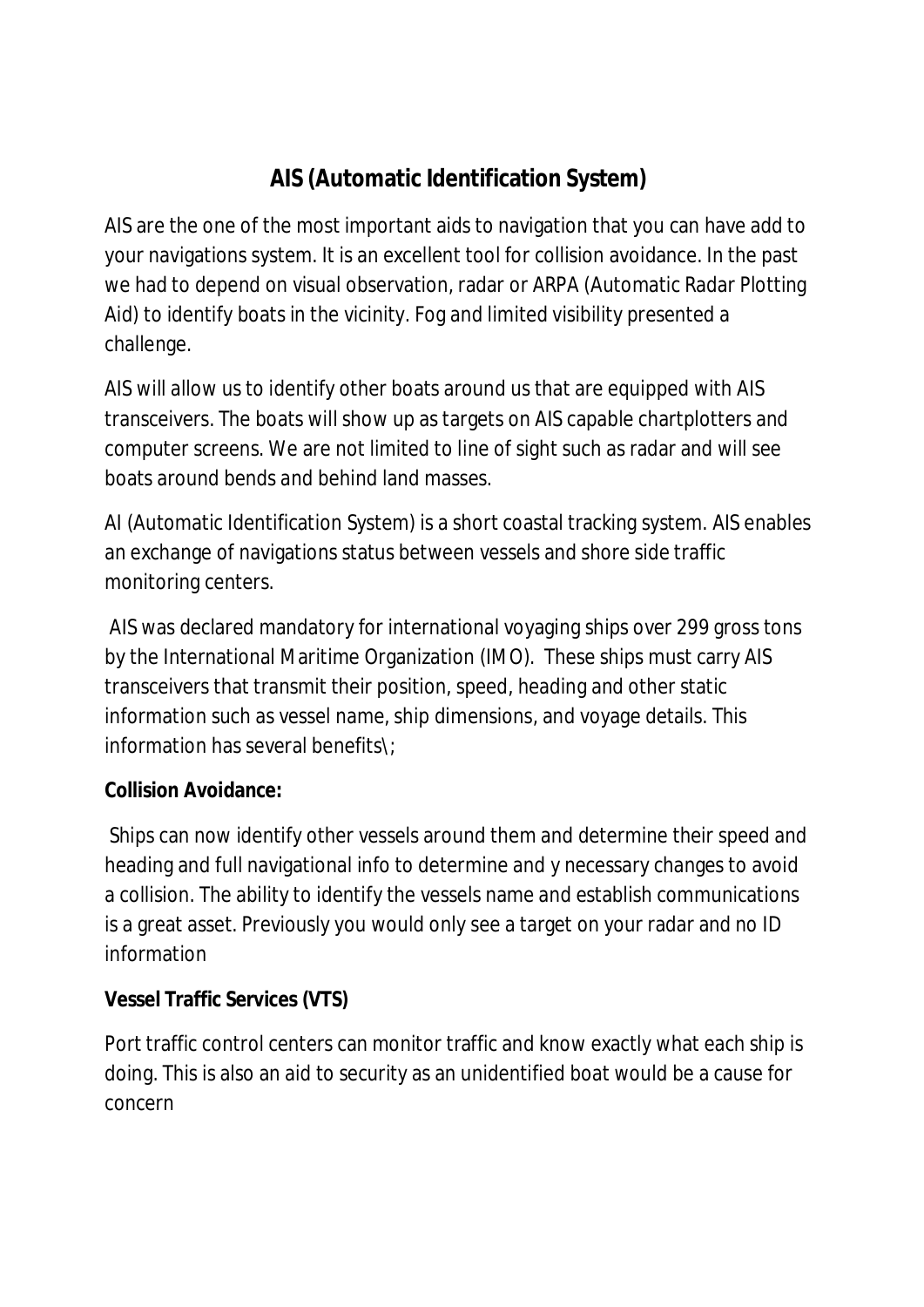# AIS (Automatic Identification System)

AIS are the one of the most important aids to navigation that you can have add to your navigations system. It is an excellent tool for collision avoidance. In the past we had to depend on visual observation, radar or ARPA (Automatic Radar Plotting Aid) to identify boats in the vicinity. Fog and limited visibility presented a challenge.

AIS will allow us to identify other boats around us that are equipped with AIS transceivers. The boats will show up as targets on AIS capable chartplotters and computer screens. We are not limited to line of sight such as radar and will see boats around bends and behind land masses.

AI (Automatic Identification System) is a short coastal tracking system. AIS enables an exchange of navigations status between vessels and shore side traffic monitoring centers.

AIS was declared mandatory for international voyaging ships over 299 gross tons by the International Maritime Organization (IMO). These ships must carry AIS transceivers that transmit their position, speed, heading and other static information such as vessel name, ship dimensions, and voyage details. This information has several benefits\;

**Collision Avoidance:**

Ships can now identify other vessels around them and determine their speed and heading and full navigational info to determine and y necessary changes to avoid a collision. The ability to identify the vessels name and establish communications is a great asset. Previously you would only see a target on your radar and no ID information

**Vessel Traffic Services (VTS)**

Port traffic control centers can monitor traffic and know exactly what each ship is doing. This is also an aid to security as an unidentified boat would be a cause for concern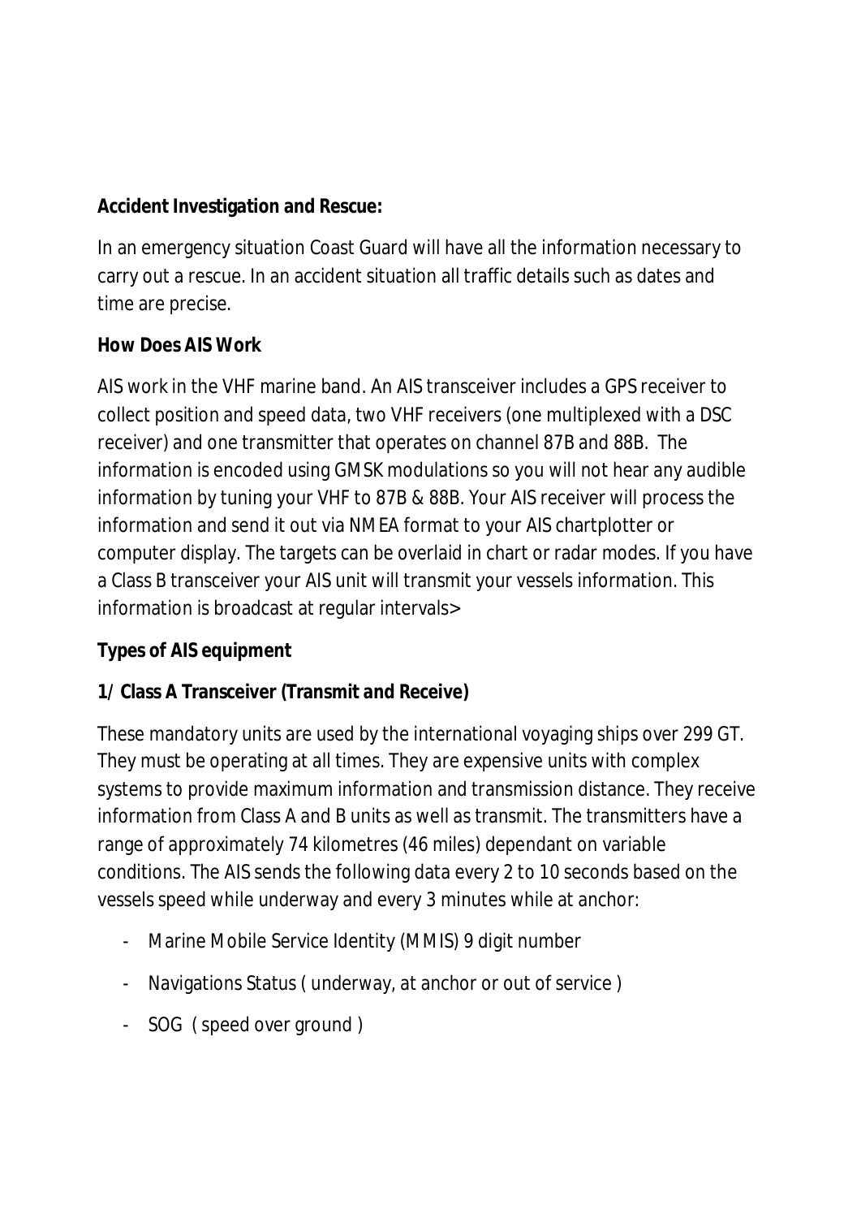**Accident Investigation and Rescue:**

In an emergency situation Coast Guard will have all the information necessary to carry out a rescue. In an accident situation all traffic details such as dates and time are precise.

**How Does AIS Work**

AIS work in the VHF marine band. An AIS transceiver includes a GPS receiver to collect position and speed data, two VHF receivers (one multiplexed with a DSC receiver) and one transmitter that operates on channel 87B and 88B. The information is encoded using GMSK modulations so you will not hear any audible information by tuning your VHF to 87B & 88B. Your AIS receiver will process the information and send it out via NMEA format to your AIS chartplotter or computer display. The targets can be overlaid in chart or radar modes. If you have a Class B transceiver your AIS unit will transmit your vessels information. This information is broadcast at regular intervals>

**Types of AIS equipment**

**1/ Class A Transceiver (Transmit and Receive)**

These mandatory units are used by the international voyaging ships over 299 GT. They must be operating at all times. They are expensive units with complex systems to provide maximum information and transmission distance. They receive information from Class A and B units as well as transmit. The transmitters have a range of approximately 74 kilometres (46 miles) dependant on variable conditions. The AIS sends the following data every 2 to 10 seconds based on the vessels speed while underway and every 3 minutes while at anchor:

- Marine Mobile Service Identity (MMIS) 9 digit number
- Navigations Status ( underway, at anchor or out of service )
- SOG ( speed over ground )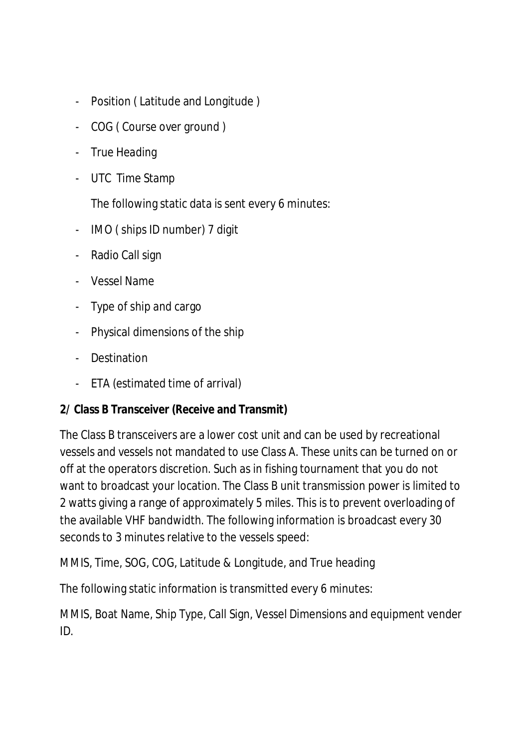- Position ( Latitude and Longitude )
- COG ( Course over ground )
- True Heading
- UTC  Time Stamp

  The following static data is sent every 6 minutes:

- IMO ( ships ID number) 7 digit
- Radio Call sign
- Vessel Name
- Type of ship and cargo
- Physical dimensions of the ship
- Destination
- ETA (estimated time of arrival)

**2/ Class B Transceiver (Receive and Transmit)**

The Class B transceivers are a lower cost unit and can be used by recreational vessels and vessels not mandated to use Class A. These units can be turned on or off at the operators discretion. Such as in fishing tournament that you do not want to broadcast your location. The Class B unit transmission power is limited to 2 watts giving a range of approximately 5 miles. This is to prevent overloading of the available VHF bandwidth. The following information is broadcast every 30 seconds to 3 minutes relative to the vessels speed:

MMIS, Time, SOG, COG, Latitude & Longitude, and True heading

The following static information is transmitted every 6 minutes:

MMIS, Boat Name, Ship Type, Call Sign, Vessel Dimensions and equipment vender ID.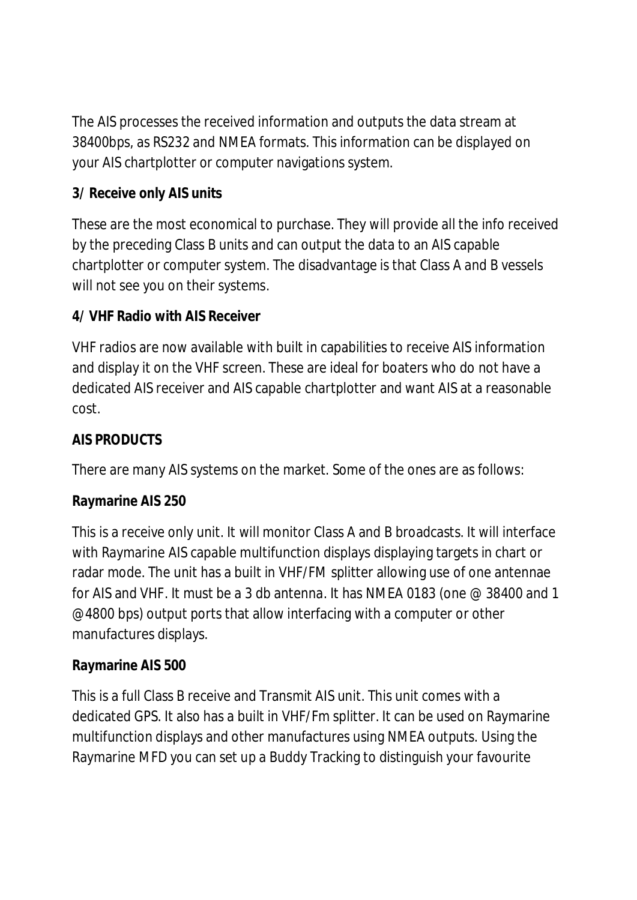The AIS processes the received information and outputs the data stream at 38400bps, as RS232 and NMEA formats. This information can be displayed on your AIS chartplotter or computer navigations system.

**3/ Receive only AIS units**

These are the most economical to purchase. They will provide all the info received by the preceding Class B units and can output the data to an AIS capable chartplotter or computer system. The disadvantage is that Class A and B vessels will not see you on their systems.

**4/ VHF Radio with AIS Receiver**

VHF radios are now available with built in capabilities to receive AIS information and display it on the VHF screen. These are ideal for boaters who do not have a dedicated AIS receiver and AIS capable chartplotter and want AIS at a reasonable cost.

**AIS PRODUCTS**

There are many AIS systems on the market. Some of the ones are as follows:

**Raymarine AIS 250**

This is a receive only unit. It will monitor Class A and B broadcasts. It will interface with Raymarine AIS capable multifunction displays displaying targets in chart or radar mode. The unit has a built in VHF/FM splitter allowing use of one antennae for AIS and VHF. It must be a 3 db antenna. It has NMEA 0183 (one @ 38400 and 1 @4800 bps) output ports that allow interfacing with a computer or other manufactures displays.

**Raymarine AIS 500**

This is a full Class B receive and Transmit AIS unit. This unit comes with a dedicated GPS. It also has a built in VHF/Fm splitter. It can be used on Raymarine multifunction displays and other manufactures using NMEA outputs. Using the Raymarine MFD you can set up a Buddy Tracking to distinguish your favourite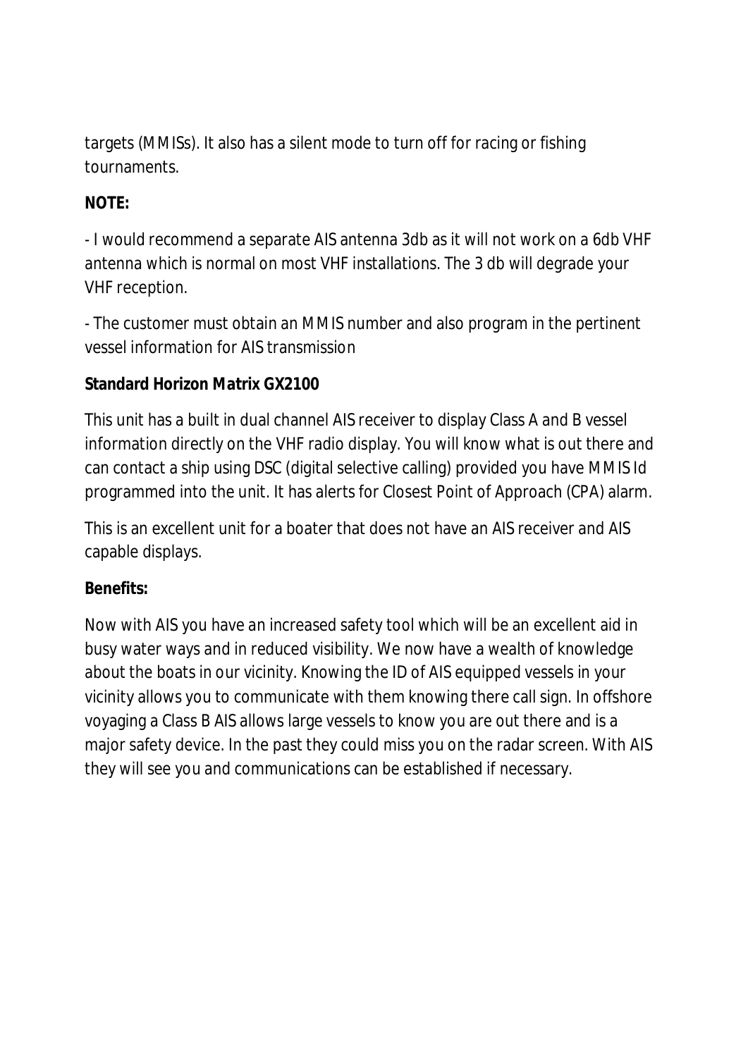targets (MMISs). It also has a silent mode to turn off for racing or fishing tournaments.

**NOTE:**

- I would recommend a separate AIS antenna 3db as it will not work on a 6db VHF antenna which is normal on most VHF installations. The 3 db will degrade your VHF reception.

- The customer must obtain an MMIS number and also program in the pertinent vessel information for AIS transmission

**Standard Horizon Matrix GX2100**

This unit has a built in dual channel AIS receiver to display Class A and B vessel information directly on the VHF radio display. You will know what is out there and can contact a ship using DSC (digital selective calling) provided you have MMIS Id programmed into the unit. It has alerts for Closest Point of Approach (CPA) alarm.

This is an excellent unit for a boater that does not have an AIS receiver and AIS capable displays.

**Benefits:**

Now with AIS you have an increased safety tool which will be an excellent aid in busy water ways and in reduced visibility. We now have a wealth of knowledge about the boats in our vicinity. Knowing the ID of AIS equipped vessels in your vicinity allows you to communicate with them knowing there call sign. In offshore voyaging a Class B AIS allows large vessels to know you are out there and is a major safety device. In the past they could miss you on the radar screen. With AIS they will see you and communications can be established if necessary.